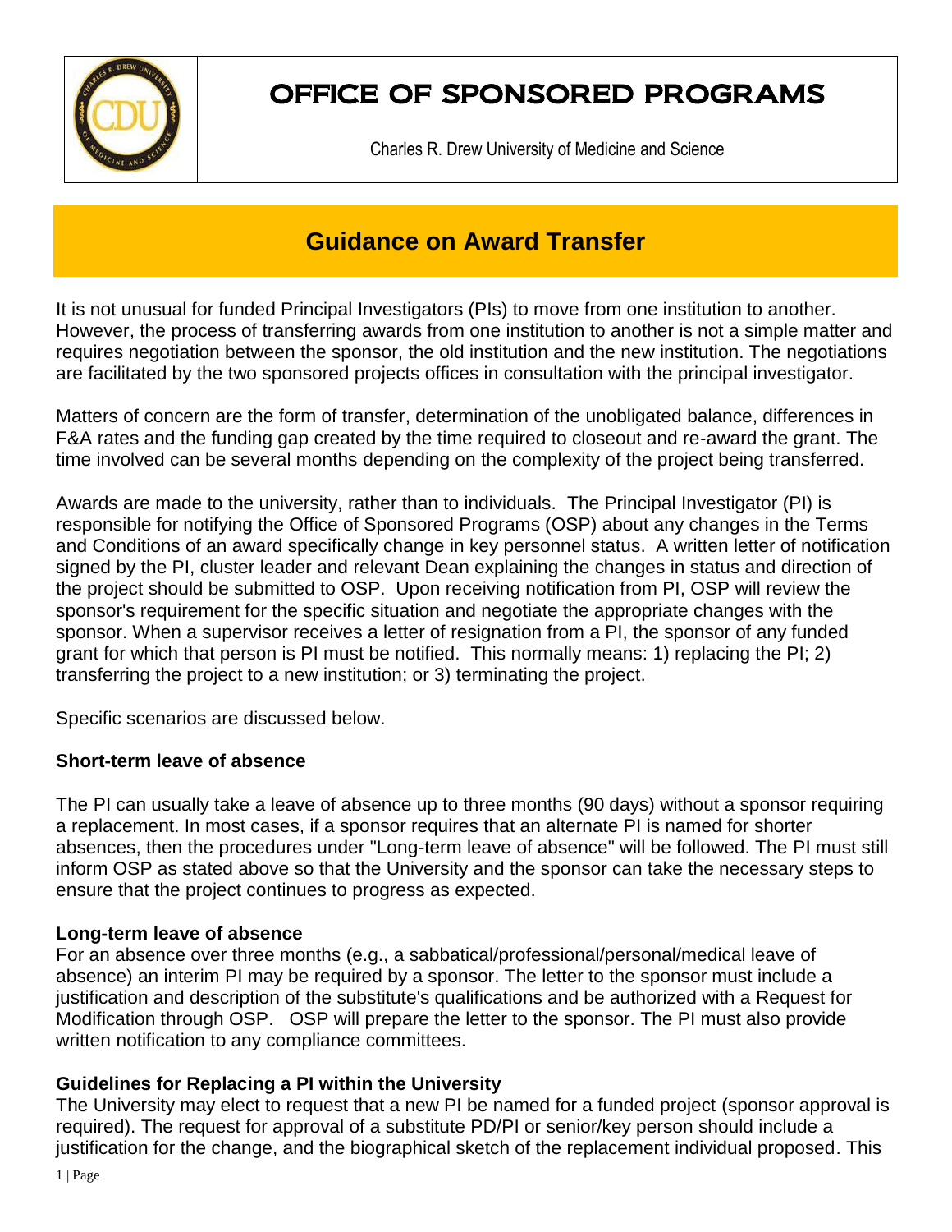# OFFICE OF SPONSORED PROGRAMS

Charles R. Drew University of Medicine and Science

## Guidance on Award Transfer

It is not unusual for funded Principal Investigators (PIs) to move from one institution to another. However, the process of transferring awards from one institution to another is not a simple matter and requires negotiation between the sponsor, the old institution and the new institution. The negotiations are facilitated by the two sponsored projects offices in consultation with the principal investigator.

Matters of concern are the form of transfer, determination of the unobligated balance, differences in F&A rates and the funding gap created by the time required to closeout and re-award the grant. The time involved can be several months depending on the complexity of the project being transferred.

Awards are made to the university, rather than to individuals. The Principal Investigator (PI) is responsible for notifying the Office of Sponsored Programs (OSP) about any changes in the Terms and Conditions of an award specifically change in key personnel status. A written letter of notification signed by the PI, cluster leader and relevant Dean explaining the changes in status and direction of the project should be submitted to OSP. Upon receiving notification from PI, OSP will review the sponsor's requirement for the specific situation and negotiate the appropriate changes with the sponsor. When a supervisor receives a letter of resignation from a PI, the sponsor of any funded grant for which that person is PI must be notified. This normally means: 1) replacing the PI; 2) transferring the project to a new institution; or 3) terminating the project.

Specific scenarios are discussed below.

### Short-term leave of absence

The PI can usually take a leave of absence up to three months (90 days) without a sponsor requiring a replacement. In most cases, if a sponsor requires that an alternate PI is named for shorter absences, then the procedures under "Long-term leave of absence" will be followed. The PI must still inform OSP as stated above so that the University and the sponsor can take the necessary steps to ensure that the project continues to progress as expected.

### Long-term leave of absence

For an absence over three months (e.g., a sabbatical/professional/personal/medical leave of absence) an interim PI may be required by a sponsor. The letter to the sponsor must include a justification and description of the substitute's qualifications and be authorized with a Request for Modification through OSP. OSP will prepare the letter to the sponsor. The PI must also provide written notification to any compliance committees.

### Guidelines for Replacing a PI within the University

The University may elect to request that a new PI be named for a funded project (sponsor approval is required). The request for approval of a substitute PD/PI or senior/key person should include a justification for the change, and the biographical sketch of the replacement individual proposed. This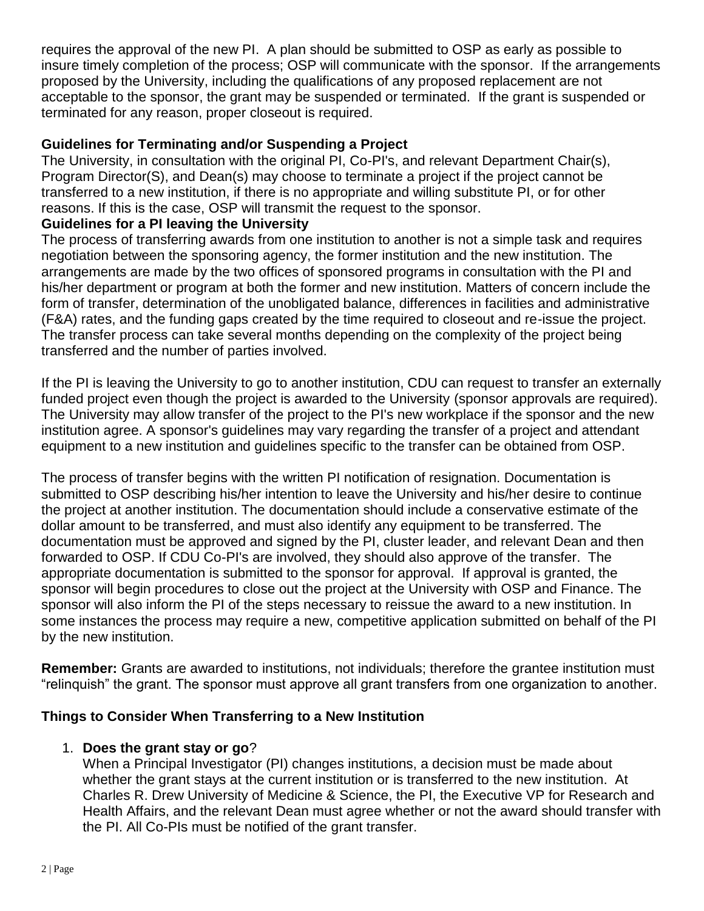requires the approval of the new PI. A plan should be submitted to OSP as early as possible to insure timely completion of the process; OSP will communicate with the sponsor. If the arrangements proposed by the University, including the qualifications of any proposed replacement are not acceptable to the sponsor, the grant may be suspended or terminated. If the grant is suspended or terminated for any reason, proper closeout is required.

**Guidelines for Terminating and/or Suspending a Project**

The University, in consultation with the original PI, Co-PI's, and relevant Department Chair(s), Program Director(S), and Dean(s) may choose to terminate a project if the project cannot be transferred to a new institution, if there is no appropriate and willing substitute PI, or for other reasons. If this is the case, OSP will transmit the request to the sponsor.

**Guidelines for a PI leaving the University**

The process of transferring awards from one institution to another is not a simple task and requires negotiation between the sponsoring agency, the former institution and the new institution. The arrangements are made by the two offices of sponsored programs in consultation with the PI and his/her department or program at both the former and new institution. Matters of concern include the form of transfer, determination of the unobligated balance, differences in facilities and administrative (F&A) rates, and the funding gaps created by the time required to closeout and re-issue the project. The transfer process can take several months depending on the complexity of the project being transferred and the number of parties involved.

If the PI is leaving the University to go to another institution, CDU can request to transfer an externally funded project even though the project is awarded to the University (sponsor approvals are required). The University may allow transfer of the project to the PI's new workplace if the sponsor and the new institution agree. A sponsor's guidelines may vary regarding the transfer of a project and attendant equipment to a new institution and guidelines specific to the transfer can be obtained from OSP.

The process of transfer begins with the written PI notification of resignation. Documentation is submitted to OSP describing his/her intention to leave the University and his/her desire to continue the project at another institution. The documentation should include a conservative estimate of the dollar amount to be transferred, and must also identify any equipment to be transferred. The documentation must be approved and signed by the PI, cluster leader, and relevant Dean and then forwarded to OSP. If CDU Co-PI's are involved, they should also approve of the transfer. The appropriate documentation is submitted to the sponsor for approval. If approval is granted, the sponsor will begin procedures to close out the project at the University with OSP and Finance. The sponsor will also inform the PI of the steps necessary to reissue the award to a new institution. In some instances the process may require a new, competitive application submitted on behalf of the PI by the new institution.

**Remember:** Grants are awarded to institutions, not individuals; therefore the grantee institution must "relinquish" the grant. The sponsor must approve all grant transfers from one organization to another.

**Things to Consider When Transferring to a New Institution**

1. **Does the grant stay or go**?
   When a Principal Investigator (PI) changes institutions, a decision must be made about whether the grant stays at the current institution or is transferred to the new institution. At Charles R. Drew University of Medicine & Science, the PI, the Executive VP for Research and Health Affairs, and the relevant Dean must agree whether or not the award should transfer with the PI. All Co-PIs must be notified of the grant transfer.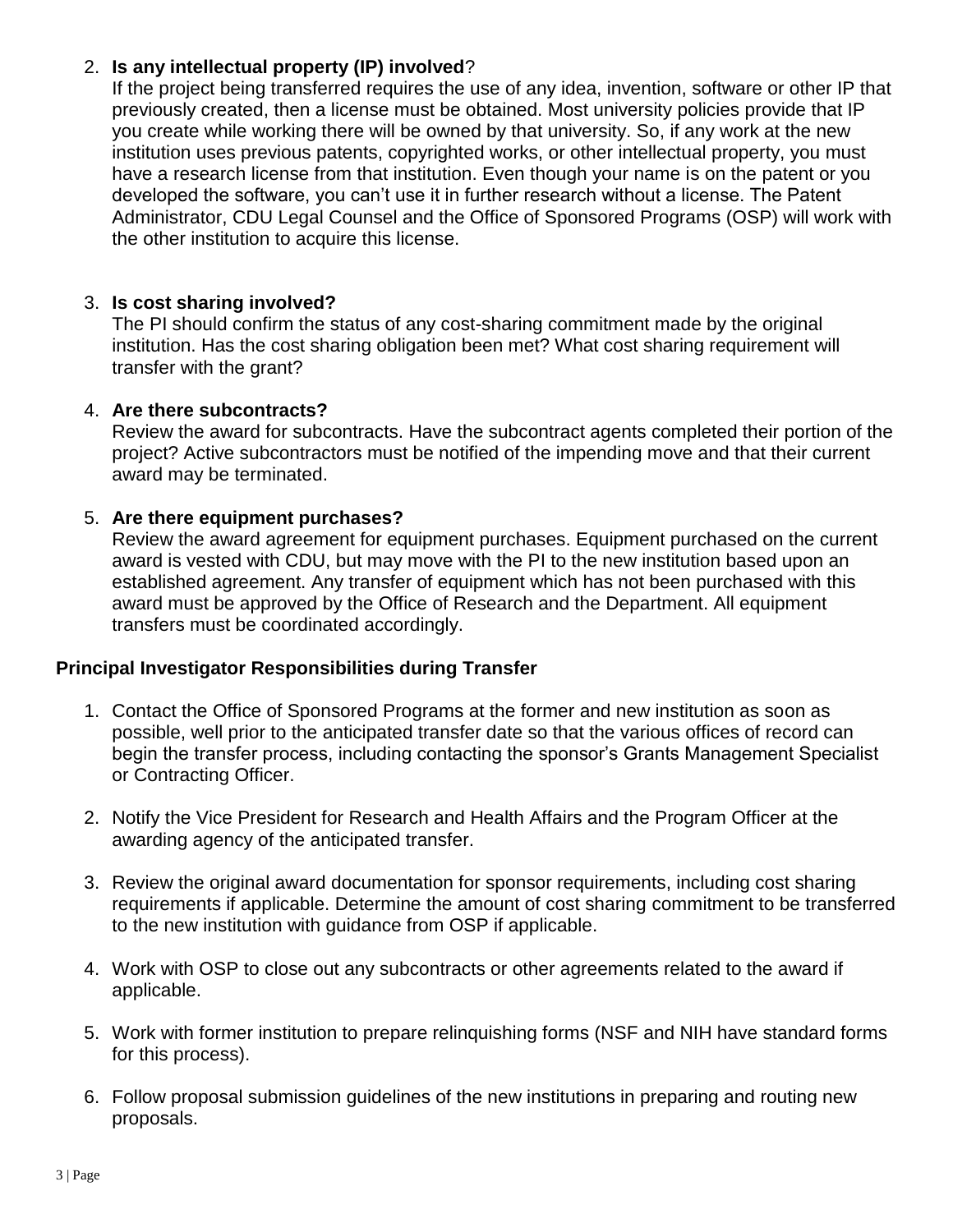2. **Is any intellectual property (IP) involved**?
   If the project being transferred requires the use of any idea, invention, software or other IP that previously created, then a license must be obtained. Most university policies provide that IP you create while working there will be owned by that university. So, if any work at the new institution uses previous patents, copyrighted works, or other intellectual property, you must have a research license from that institution. Even though your name is on the patent or you developed the software, you can't use it in further research without a license. The Patent Administrator, CDU Legal Counsel and the Office of Sponsored Programs (OSP) will work with the other institution to acquire this license.

3. **Is cost sharing involved?**
   The PI should confirm the status of any cost-sharing commitment made by the original institution. Has the cost sharing obligation been met? What cost sharing requirement will transfer with the grant?

4. **Are there subcontracts?**
   Review the award for subcontracts. Have the subcontract agents completed their portion of the project? Active subcontractors must be notified of the impending move and that their current award may be terminated.

5. **Are there equipment purchases?**
   Review the award agreement for equipment purchases. Equipment purchased on the current award is vested with CDU, but may move with the PI to the new institution based upon an established agreement. Any transfer of equipment which has not been purchased with this award must be approved by the Office of Research and the Department. All equipment transfers must be coordinated accordingly.

**Principal Investigator Responsibilities during Transfer**

1. Contact the Office of Sponsored Programs at the former and new institution as soon as possible, well prior to the anticipated transfer date so that the various offices of record can begin the transfer process, including contacting the sponsor's Grants Management Specialist or Contracting Officer.

2. Notify the Vice President for Research and Health Affairs and the Program Officer at the awarding agency of the anticipated transfer.

3. Review the original award documentation for sponsor requirements, including cost sharing requirements if applicable. Determine the amount of cost sharing commitment to be transferred to the new institution with guidance from OSP if applicable.

4. Work with OSP to close out any subcontracts or other agreements related to the award if applicable.

5. Work with former institution to prepare relinquishing forms (NSF and NIH have standard forms for this process).

6. Follow proposal submission guidelines of the new institutions in preparing and routing new proposals.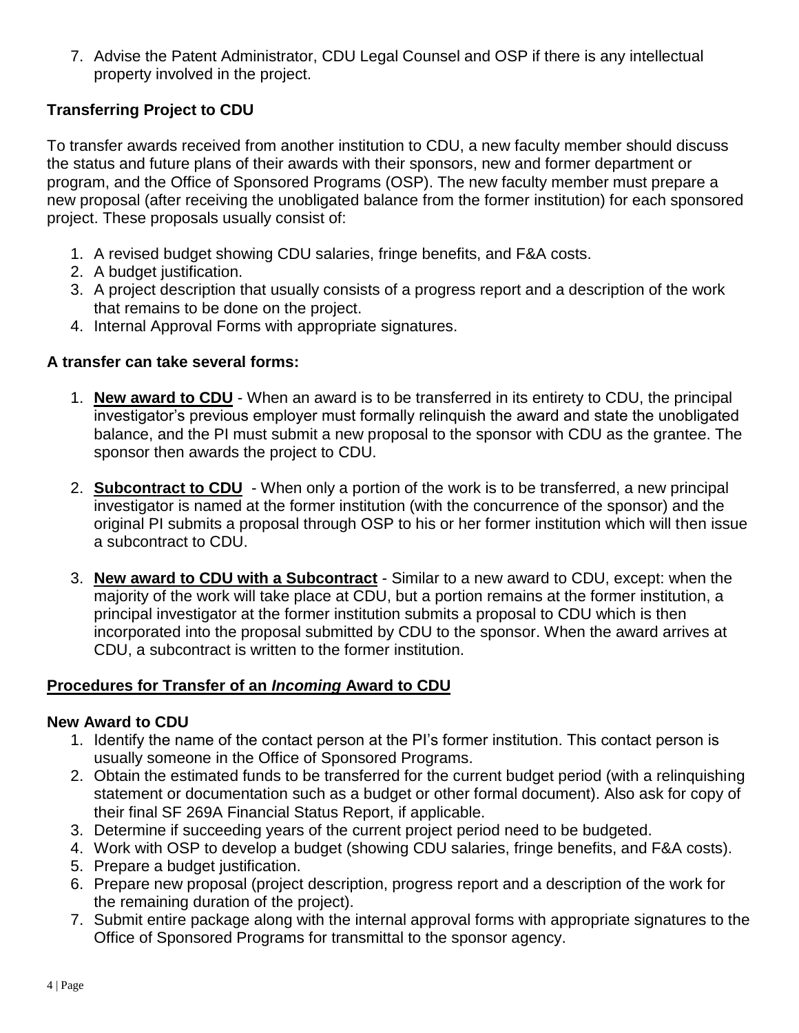7. Advise the Patent Administrator, CDU Legal Counsel and OSP if there is any intellectual property involved in the project.

### Transferring Project to CDU

To transfer awards received from another institution to CDU, a new faculty member should discuss the status and future plans of their awards with their sponsors, new and former department or program, and the Office of Sponsored Programs (OSP). The new faculty member must prepare a new proposal (after receiving the unobligated balance from the former institution) for each sponsored project. These proposals usually consist of:

1. A revised budget showing CDU salaries, fringe benefits, and F&A costs.
2. A budget justification.
3. A project description that usually consists of a progress report and a description of the work that remains to be done on the project.
4. Internal Approval Forms with appropriate signatures.

### A transfer can take several forms:

1. **New award to CDU** - When an award is to be transferred in its entirety to CDU, the principal investigator's previous employer must formally relinquish the award and state the unobligated balance, and the PI must submit a new proposal to the sponsor with CDU as the grantee. The sponsor then awards the project to CDU.

2. **Subcontract to CDU** - When only a portion of the work is to be transferred, a new principal investigator is named at the former institution (with the concurrence of the sponsor) and the original PI submits a proposal through OSP to his or her former institution which will then issue a subcontract to CDU.

3. **New award to CDU with a Subcontract** - Similar to a new award to CDU, except: when the majority of the work will take place at CDU, but a portion remains at the former institution, a principal investigator at the former institution submits a proposal to CDU which is then incorporated into the proposal submitted by CDU to the sponsor. When the award arrives at CDU, a subcontract is written to the former institution.

## Procedures for Transfer of an *Incoming* Award to CDU

### New Award to CDU

1. Identify the name of the contact person at the PI's former institution. This contact person is usually someone in the Office of Sponsored Programs.
2. Obtain the estimated funds to be transferred for the current budget period (with a relinquishing statement or documentation such as a budget or other formal document). Also ask for copy of their final SF 269A Financial Status Report, if applicable.
3. Determine if succeeding years of the current project period need to be budgeted.
4. Work with OSP to develop a budget (showing CDU salaries, fringe benefits, and F&A costs).
5. Prepare a budget justification.
6. Prepare new proposal (project description, progress report and a description of the work for the remaining duration of the project).
7. Submit entire package along with the internal approval forms with appropriate signatures to the Office of Sponsored Programs for transmittal to the sponsor agency.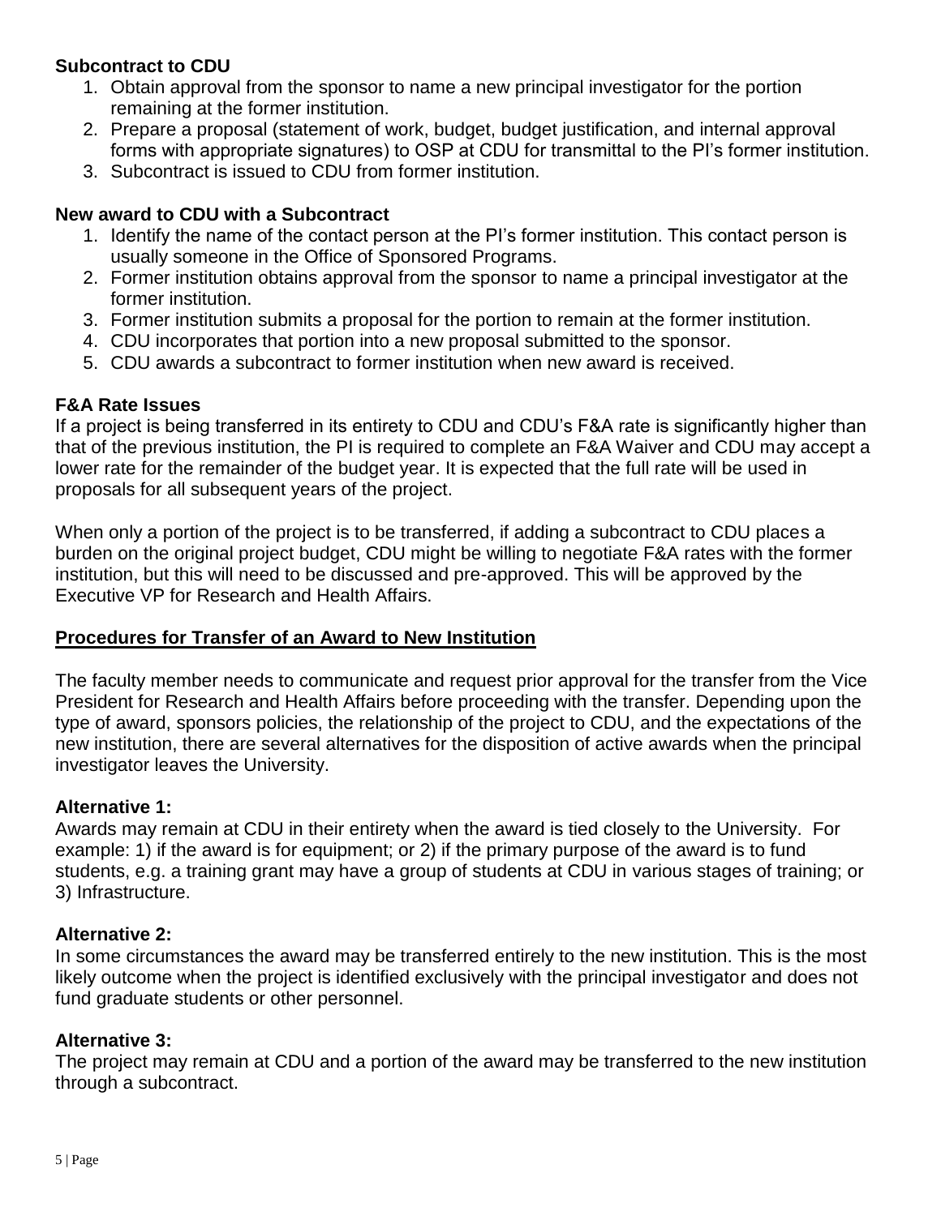### Subcontract to CDU

1. Obtain approval from the sponsor to name a new principal investigator for the portion remaining at the former institution.
2. Prepare a proposal (statement of work, budget, budget justification, and internal approval forms with appropriate signatures) to OSP at CDU for transmittal to the PI's former institution.
3. Subcontract is issued to CDU from former institution.

### New award to CDU with a Subcontract

1. Identify the name of the contact person at the PI's former institution. This contact person is usually someone in the Office of Sponsored Programs.
2. Former institution obtains approval from the sponsor to name a principal investigator at the former institution.
3. Former institution submits a proposal for the portion to remain at the former institution.
4. CDU incorporates that portion into a new proposal submitted to the sponsor.
5. CDU awards a subcontract to former institution when new award is received.

### F&A Rate Issues

If a project is being transferred in its entirety to CDU and CDU's F&A rate is significantly higher than that of the previous institution, the PI is required to complete an F&A Waiver and CDU may accept a lower rate for the remainder of the budget year. It is expected that the full rate will be used in proposals for all subsequent years of the project.

When only a portion of the project is to be transferred, if adding a subcontract to CDU places a burden on the original project budget, CDU might be willing to negotiate F&A rates with the former institution, but this will need to be discussed and pre-approved. This will be approved by the Executive VP for Research and Health Affairs.

## Procedures for Transfer of an Award to New Institution

The faculty member needs to communicate and request prior approval for the transfer from the Vice President for Research and Health Affairs before proceeding with the transfer. Depending upon the type of award, sponsors policies, the relationship of the project to CDU, and the expectations of the new institution, there are several alternatives for the disposition of active awards when the principal investigator leaves the University.

### Alternative 1:

Awards may remain at CDU in their entirety when the award is tied closely to the University. For example: 1) if the award is for equipment; or 2) if the primary purpose of the award is to fund students, e.g. a training grant may have a group of students at CDU in various stages of training; or 3) Infrastructure.

### Alternative 2:

In some circumstances the award may be transferred entirely to the new institution. This is the most likely outcome when the project is identified exclusively with the principal investigator and does not fund graduate students or other personnel.

### Alternative 3:

The project may remain at CDU and a portion of the award may be transferred to the new institution through a subcontract.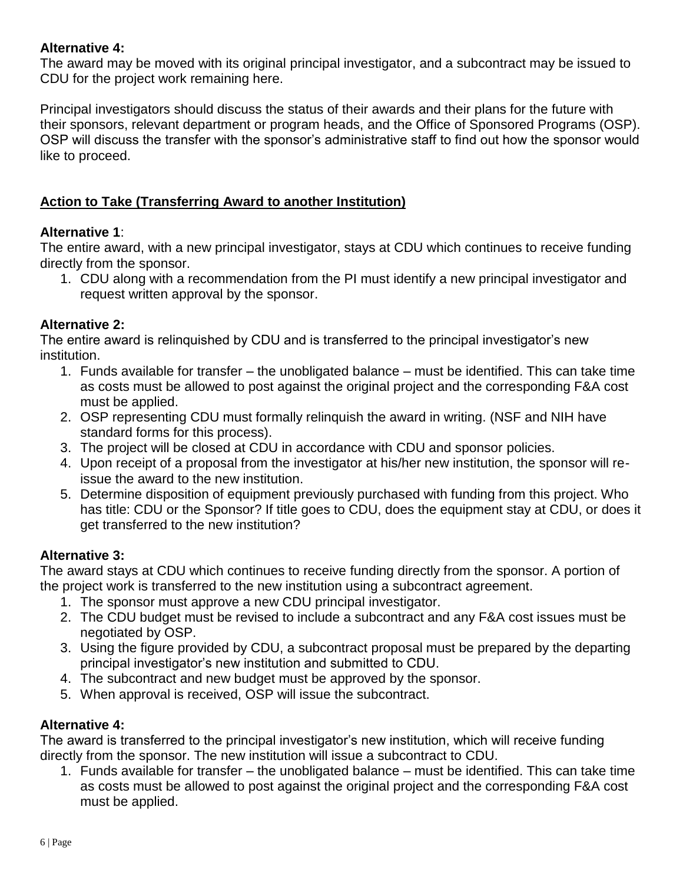**Alternative 4:**
The award may be moved with its original principal investigator, and a subcontract may be issued to CDU for the project work remaining here.

Principal investigators should discuss the status of their awards and their plans for the future with their sponsors, relevant department or program heads, and the Office of Sponsored Programs (OSP). OSP will discuss the transfer with the sponsor's administrative staff to find out how the sponsor would like to proceed.

## Action to Take (Transferring Award to another Institution)

**Alternative 1**:
The entire award, with a new principal investigator, stays at CDU which continues to receive funding directly from the sponsor.

1. CDU along with a recommendation from the PI must identify a new principal investigator and request written approval by the sponsor.

**Alternative 2:**
The entire award is relinquished by CDU and is transferred to the principal investigator's new institution.

1. Funds available for transfer – the unobligated balance – must be identified. This can take time as costs must be allowed to post against the original project and the corresponding F&A cost must be applied.
2. OSP representing CDU must formally relinquish the award in writing. (NSF and NIH have standard forms for this process).
3. The project will be closed at CDU in accordance with CDU and sponsor policies.
4. Upon receipt of a proposal from the investigator at his/her new institution, the sponsor will re-issue the award to the new institution.
5. Determine disposition of equipment previously purchased with funding from this project. Who has title: CDU or the Sponsor? If title goes to CDU, does the equipment stay at CDU, or does it get transferred to the new institution?

**Alternative 3:**
The award stays at CDU which continues to receive funding directly from the sponsor. A portion of the project work is transferred to the new institution using a subcontract agreement.

1. The sponsor must approve a new CDU principal investigator.
2. The CDU budget must be revised to include a subcontract and any F&A cost issues must be negotiated by OSP.
3. Using the figure provided by CDU, a subcontract proposal must be prepared by the departing principal investigator's new institution and submitted to CDU.
4. The subcontract and new budget must be approved by the sponsor.
5. When approval is received, OSP will issue the subcontract.

**Alternative 4:**
The award is transferred to the principal investigator's new institution, which will receive funding directly from the sponsor. The new institution will issue a subcontract to CDU.

1. Funds available for transfer – the unobligated balance – must be identified. This can take time as costs must be allowed to post against the original project and the corresponding F&A cost must be applied.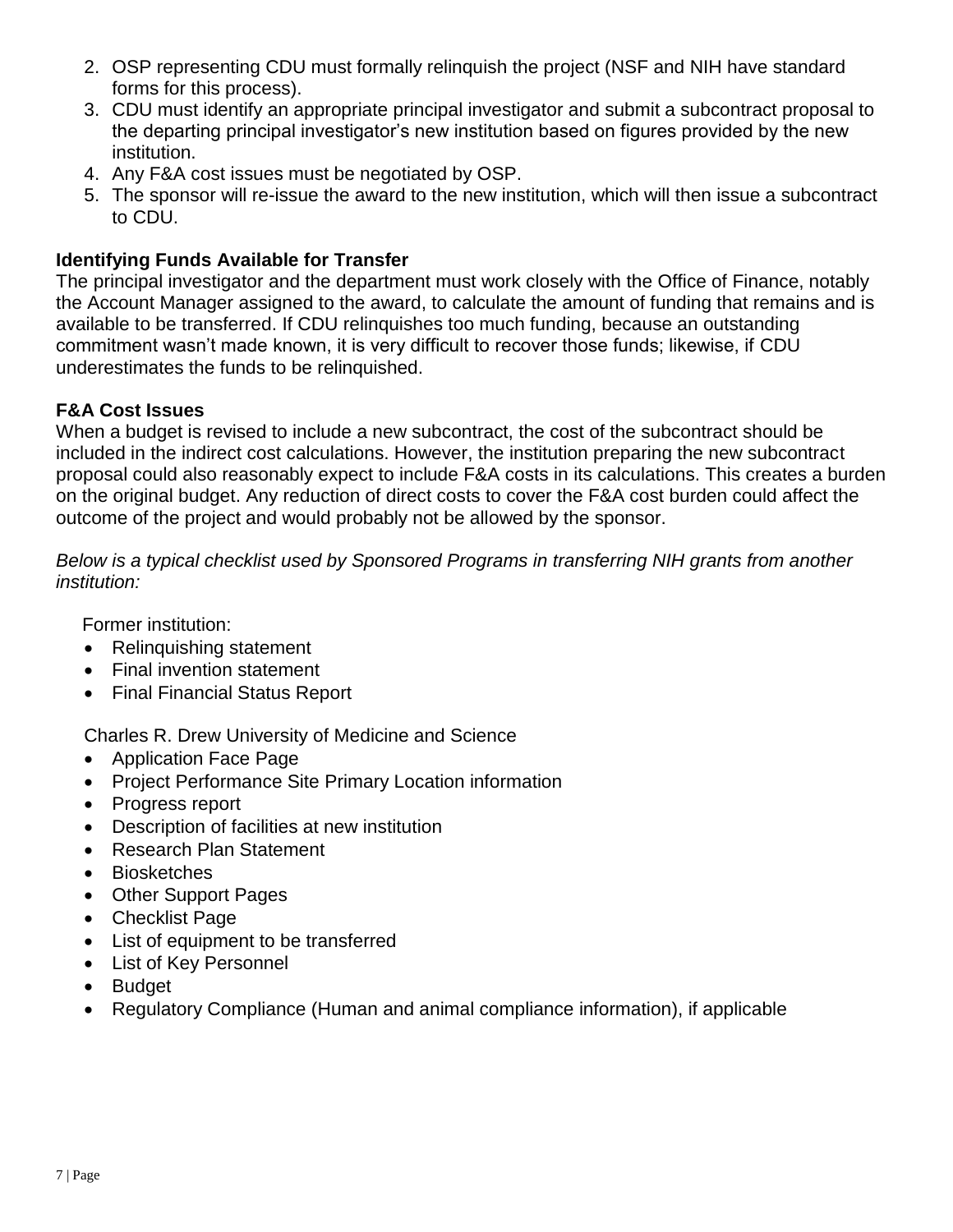2. OSP representing CDU must formally relinquish the project (NSF and NIH have standard forms for this process).
3. CDU must identify an appropriate principal investigator and submit a subcontract proposal to the departing principal investigator's new institution based on figures provided by the new institution.
4. Any F&A cost issues must be negotiated by OSP.
5. The sponsor will re-issue the award to the new institution, which will then issue a subcontract to CDU.

**Identifying Funds Available for Transfer**

The principal investigator and the department must work closely with the Office of Finance, notably the Account Manager assigned to the award, to calculate the amount of funding that remains and is available to be transferred. If CDU relinquishes too much funding, because an outstanding commitment wasn't made known, it is very difficult to recover those funds; likewise, if CDU underestimates the funds to be relinquished.

**F&A Cost Issues**

When a budget is revised to include a new subcontract, the cost of the subcontract should be included in the indirect cost calculations. However, the institution preparing the new subcontract proposal could also reasonably expect to include F&A costs in its calculations. This creates a burden on the original budget. Any reduction of direct costs to cover the F&A cost burden could affect the outcome of the project and would probably not be allowed by the sponsor.

*Below is a typical checklist used by Sponsored Programs in transferring NIH grants from another institution:*

Former institution:

- Relinquishing statement
- Final invention statement
- Final Financial Status Report

Charles R. Drew University of Medicine and Science

- Application Face Page
- Project Performance Site Primary Location information
- Progress report
- Description of facilities at new institution
- Research Plan Statement
- Biosketches
- Other Support Pages
- Checklist Page
- List of equipment to be transferred
- List of Key Personnel
- Budget
- Regulatory Compliance (Human and animal compliance information), if applicable